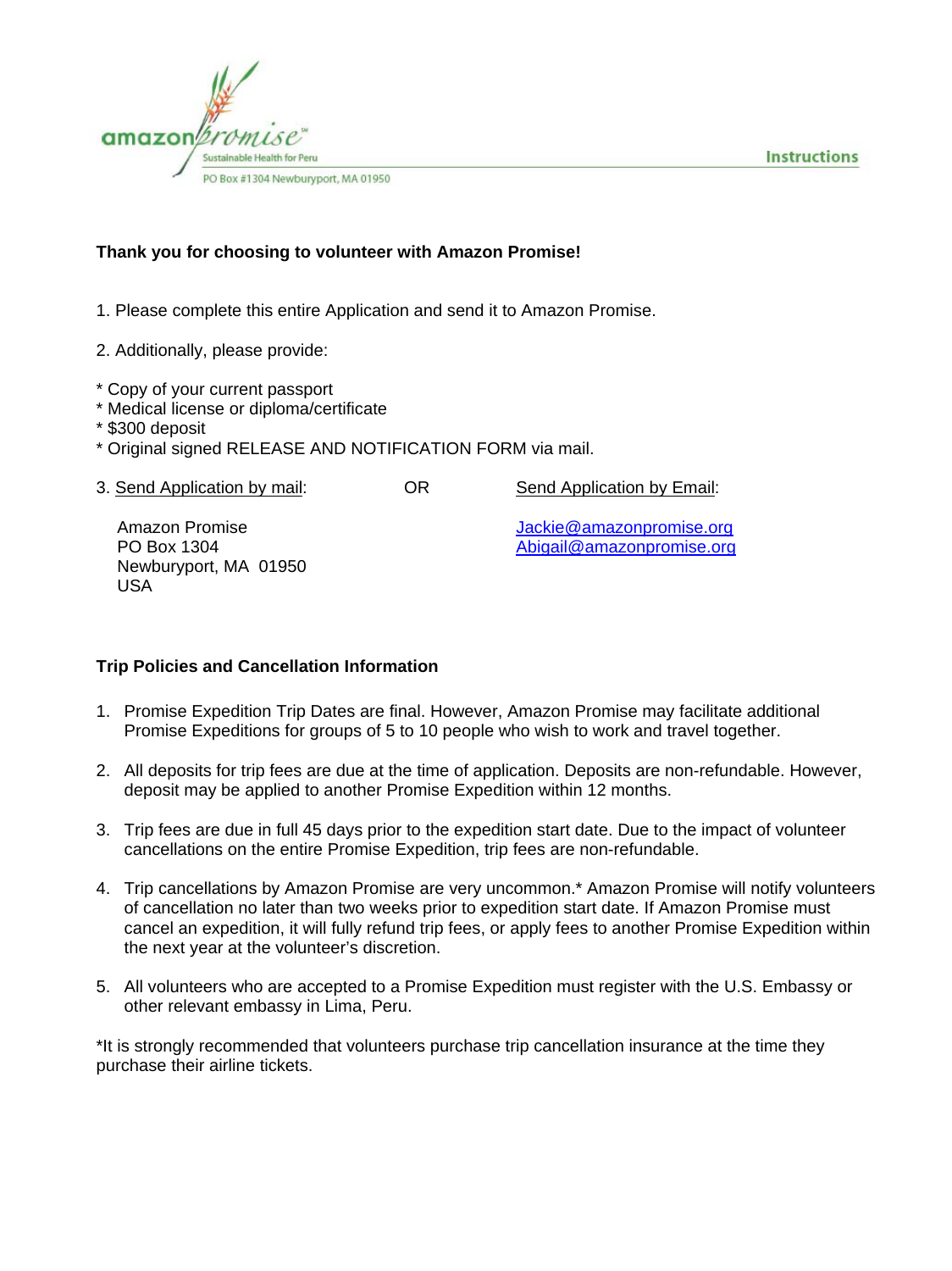amazon promise

Sustainable Health for Peru

PO Box #1304 Newburyport, MA 01950

Instructions

**Thank you for choosing to volunteer with Amazon Promise!**

1. Please complete this entire Application and send it to Amazon Promise.

2. Additionally, please provide:

* Copy of your current passport
* Medical license or diploma/certificate
* $300 deposit
* Original signed RELEASE AND NOTIFICATION FORM via mail.

3. Send Application by mail: OR Send Application by Email:

Amazon Promise  
PO Box 1304  
Newburyport, MA 01950  
USA

Jackie@amazonpromise.org  
Abigail@amazonpromise.org

**Trip Policies and Cancellation Information**

1. Promise Expedition Trip Dates are final. However, Amazon Promise may facilitate additional Promise Expeditions for groups of 5 to 10 people who wish to work and travel together.

2. All deposits for trip fees are due at the time of application. Deposits are non-refundable. However, deposit may be applied to another Promise Expedition within 12 months.

3. Trip fees are due in full 45 days prior to the expedition start date. Due to the impact of volunteer cancellations on the entire Promise Expedition, trip fees are non-refundable.

4. Trip cancellations by Amazon Promise are very uncommon.* Amazon Promise will notify volunteers of cancellation no later than two weeks prior to expedition start date. If Amazon Promise must cancel an expedition, it will fully refund trip fees, or apply fees to another Promise Expedition within the next year at the volunteer's discretion.

5. All volunteers who are accepted to a Promise Expedition must register with the U.S. Embassy or other relevant embassy in Lima, Peru.

*It is strongly recommended that volunteers purchase trip cancellation insurance at the time they purchase their airline tickets.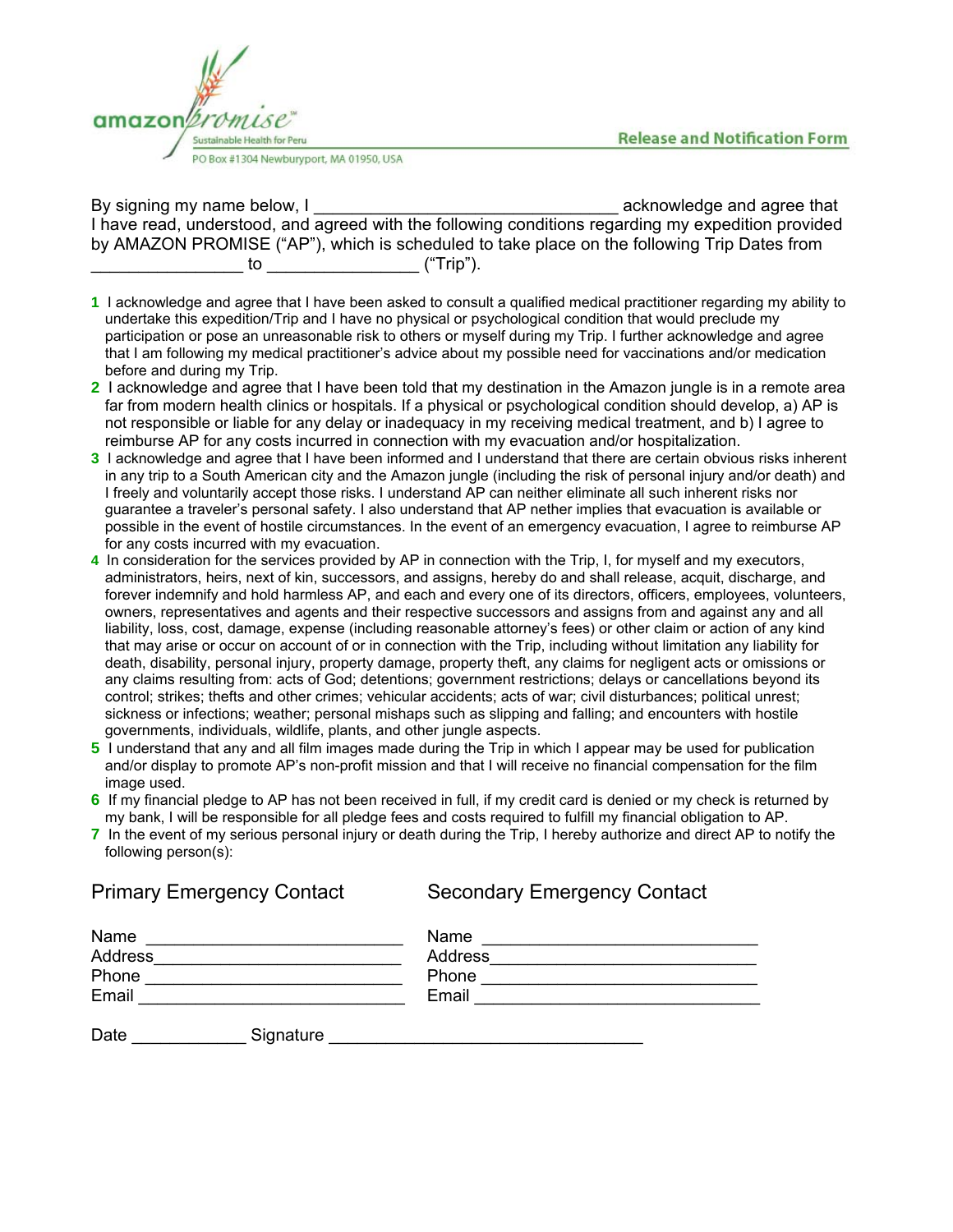amazon promise

Sustainable Health for Peru

PO Box #1304 Newburyport, MA 01950, USA

## Release and Notification Form

By signing my name below, I ________________________________ acknowledge and agree that I have read, understood, and agreed with the following conditions regarding my expedition provided by AMAZON PROMISE ("AP"), which is scheduled to take place on the following Trip Dates from ________________ to ________________ ("Trip").

1. I acknowledge and agree that I have been asked to consult a qualified medical practitioner regarding my ability to undertake this expedition/Trip and I have no physical or psychological condition that would preclude my participation or pose an unreasonable risk to others or myself during my Trip. I further acknowledge and agree that I am following my medical practitioner's advice about my possible need for vaccinations and/or medication before and during my Trip.
2. I acknowledge and agree that I have been told that my destination in the Amazon jungle is in a remote area far from modern health clinics or hospitals. If a physical or psychological condition should develop, a) AP is not responsible or liable for any delay or inadequacy in my receiving medical treatment, and b) I agree to reimburse AP for any costs incurred in connection with my evacuation and/or hospitalization.
3. I acknowledge and agree that I have been informed and I understand that there are certain obvious risks inherent in any trip to a South American city and the Amazon jungle (including the risk of personal injury and/or death) and I freely and voluntarily accept those risks. I understand AP can neither eliminate all such inherent risks nor guarantee a traveler's personal safety. I also understand that AP nether implies that evacuation is available or possible in the event of hostile circumstances. In the event of an emergency evacuation, I agree to reimburse AP for any costs incurred with my evacuation.
4. In consideration for the services provided by AP in connection with the Trip, I, for myself and my executors, administrators, heirs, next of kin, successors, and assigns, hereby do and shall release, acquit, discharge, and forever indemnify and hold harmless AP, and each and every one of its directors, officers, employees, volunteers, owners, representatives and agents and their respective successors and assigns from and against any and all liability, loss, cost, damage, expense (including reasonable attorney's fees) or other claim or action of any kind that may arise or occur on account of or in connection with the Trip, including without limitation any liability for death, disability, personal injury, property damage, property theft, any claims for negligent acts or omissions or any claims resulting from: acts of God; detentions; government restrictions; delays or cancellations beyond its control; strikes; thefts and other crimes; vehicular accidents; acts of war; civil disturbances; political unrest; sickness or infections; weather; personal mishaps such as slipping and falling; and encounters with hostile governments, individuals, wildlife, plants, and other jungle aspects.
5. I understand that any and all film images made during the Trip in which I appear may be used for publication and/or display to promote AP's non-profit mission and that I will receive no financial compensation for the film image used.
6. If my financial pledge to AP has not been received in full, if my credit card is denied or my check is returned by my bank, I will be responsible for all pledge fees and costs required to fulfill my financial obligation to AP.
7. In the event of my serious personal injury or death during the Trip, I hereby authorize and direct AP to notify the following person(s):

**Primary Emergency Contact**

Name ____________________________

Address__________________________

Phone ____________________________

Email ____________________________

**Secondary Emergency Contact**

Name ______________________________

Address____________________________

Phone ______________________________

Email ______________________________

Date ____________ Signature ________________________________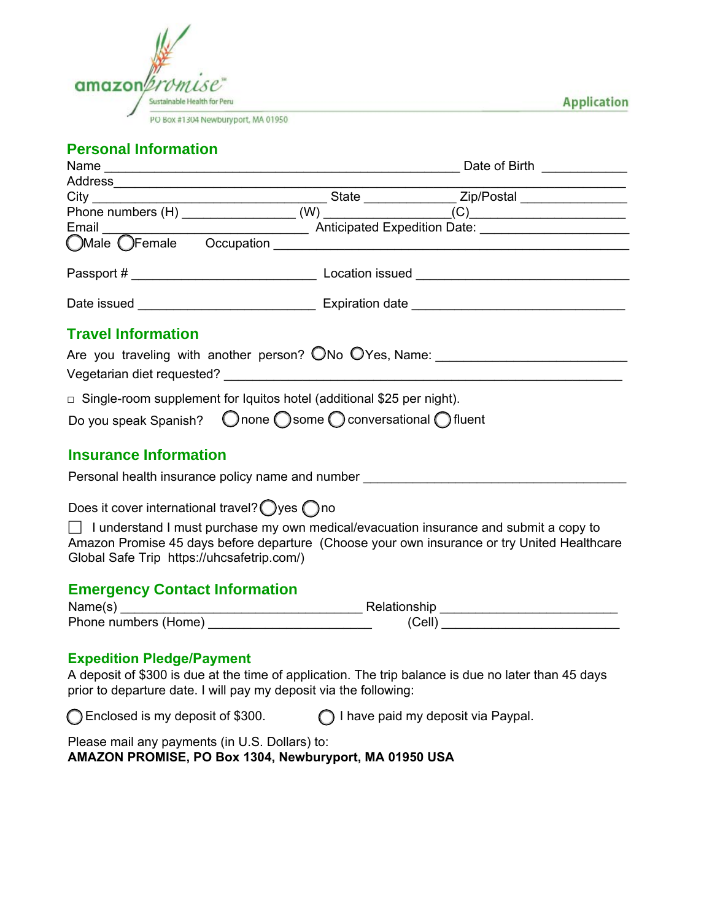amazonpromise™
Sustainable Health for Peru

PO Box #1304 Newburyport, MA 01950

**Application**

## Personal Information

Name ______________________________________________ Date of Birth __________

Address ____________________________________________________________________

City ______________________________ State ____________ Zip/Postal _____________

Phone numbers (H) _______________ (W) _________________(C)___________________

Email __________________________ Anticipated Expedition Date: __________________

◯Male ◯Female   Occupation ________________________________________________

Passport # ________________________ Location issued ___________________________

Date issued _______________________ Expiration date ___________________________

## Travel Information

Are you traveling with another person? ◯No ◯Yes, Name: ______________________

Vegetarian diet requested? ________________________________________________

□ Single-room supplement for Iquitos hotel (additional $25 per night).

Do you speak Spanish? ◯none ◯some ◯conversational ◯fluent

## Insurance Information

Personal health insurance policy name and number ___________________________________

Does it cover international travel? ◯yes ◯no

☐ I understand I must purchase my own medical/evacuation insurance and submit a copy to Amazon Promise 45 days before departure (Choose your own insurance or try United Healthcare Global Safe Trip https://uhcsafetrip.com/)

## Emergency Contact Information

Name(s) _______________________________ Relationship _______________________

Phone numbers (Home) ______________________ (Cell) _______________________

## Expedition Pledge/Payment

A deposit of $300 is due at the time of application. The trip balance is due no later than 45 days prior to departure date. I will pay my deposit via the following:

◯Enclosed is my deposit of $300.   ◯ I have paid my deposit via Paypal.

Please mail any payments (in U.S. Dollars) to:
**AMAZON PROMISE, PO Box 1304, Newburyport, MA 01950 USA**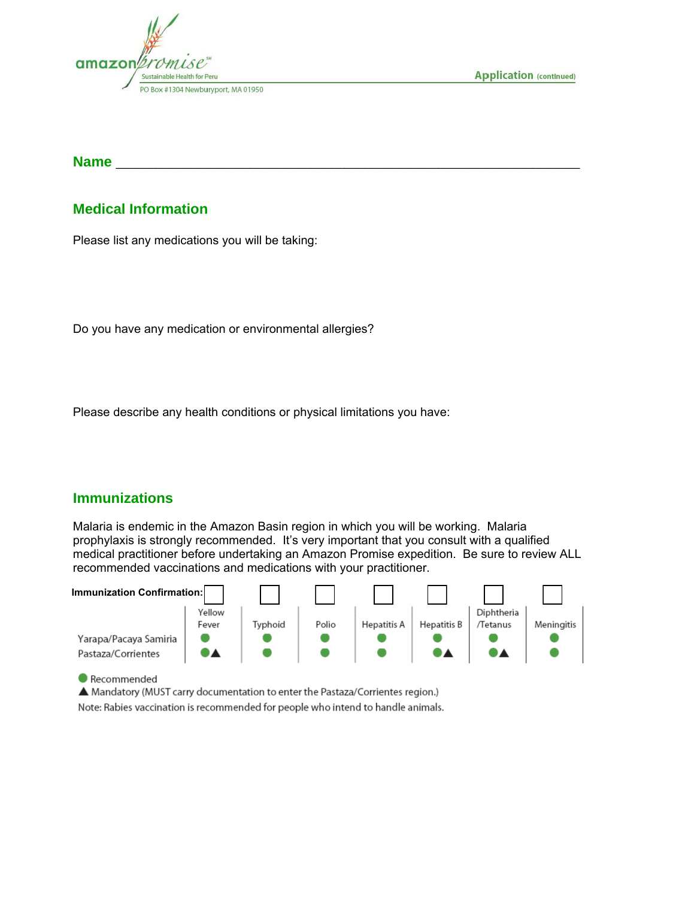**Name** ______________________________________________________________

## Medical Information

Please list any medications you will be taking:

Do you have any medication or environmental allergies?

Please describe any health conditions or physical limitations you have:

## Immunizations

Malaria is endemic in the Amazon Basin region in which you will be working. Malaria prophylaxis is strongly recommended. It's very important that you consult with a qualified medical practitioner before undertaking an Amazon Promise expedition. Be sure to review ALL recommended vaccinations and medications with your practitioner.

| **Immunization Confirmation:** | ☐ | ☐ | ☐ | ☐ | ☐ | ☐ | ☐ |
|---|---|---|---|---|---|---|---|
| | Yellow Fever | Typhoid | Polio | Hepatitis A | Hepatitis B | Diphtheria /Tetanus | Meningitis |
| Yarapa/Pacaya Samiria | ● | ● | ● | ● | ● | ● | ● |
| Pastaza/Corrientes | ●▲ | ● | ● | ● | ●▲ | ●▲ | ● |

● Recommended
▲ Mandatory (MUST carry documentation to enter the Pastaza/Corrientes region.)
Note: Rabies vaccination is recommended for people who intend to handle animals.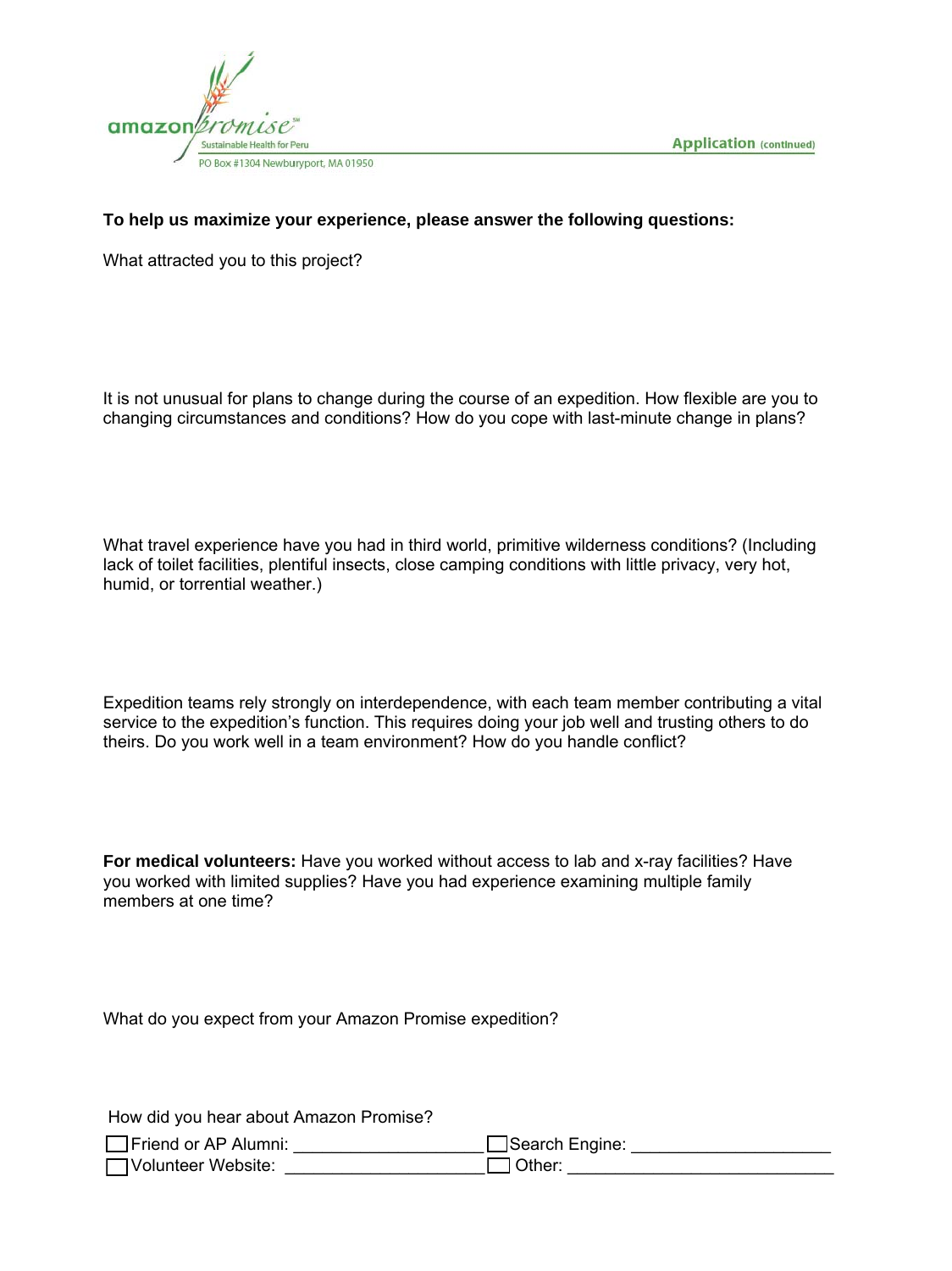amazonpromise℠
Sustainable Health for Peru
PO Box #1304 Newburyport, MA 01950

Application (continued)

**To help us maximize your experience, please answer the following questions:**

What attracted you to this project?

It is not unusual for plans to change during the course of an expedition. How flexible are you to changing circumstances and conditions? How do you cope with last-minute change in plans?

What travel experience have you had in third world, primitive wilderness conditions? (Including lack of toilet facilities, plentiful insects, close camping conditions with little privacy, very hot, humid, or torrential weather.)

Expedition teams rely strongly on interdependence, with each team member contributing a vital service to the expedition's function. This requires doing your job well and trusting others to do theirs. Do you work well in a team environment? How do you handle conflict?

**For medical volunteers:** Have you worked without access to lab and x-ray facilities? Have you worked with limited supplies? Have you had experience examining multiple family members at one time?

What do you expect from your Amazon Promise expedition?

How did you hear about Amazon Promise?

☐ Friend or AP Alumni: ____________________ ☐ Search Engine: ____________________
☐ Volunteer Website: ____________________ ☐ Other: ____________________